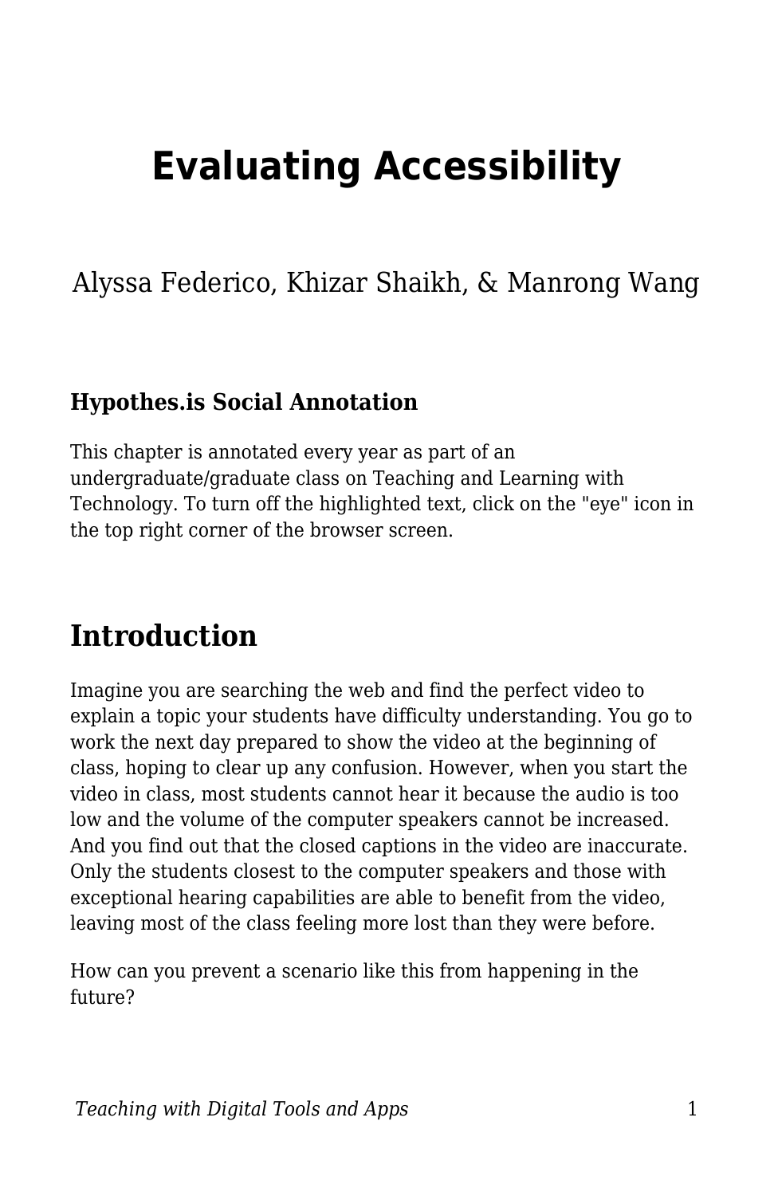# Evaluating Accessibility

Alyssa Federico, Khizar Shaikh, & Manrong Wang

### Hypothes.is Social Annotation

This chapter is annotated every year as part of an undergraduate/graduate class on Teaching and Learning with Technology. To turn off the highlighted text, click on the "eye" icon in the top right corner of the browser screen.

## Introduction

Imagine you are searching the web and find the perfect video to explain a topic your students have difficulty understanding. You go to work the next day prepared to show the video at the beginning of class, hoping to clear up any confusion. However, when you start the video in class, most students cannot hear it because the audio is too low and the volume of the computer speakers cannot be increased. And you find out that the closed captions in the video are inaccurate. Only the students closest to the computer speakers and those with exceptional hearing capabilities are able to benefit from the video, leaving most of the class feeling more lost than they were before.

How can you prevent a scenario like this from happening in the future?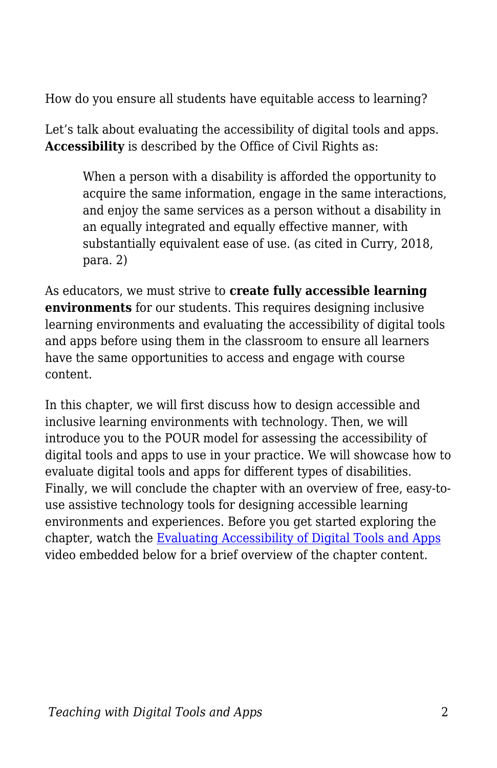How do you ensure all students have equitable access to learning?

Let's talk about evaluating the accessibility of digital tools and apps. **Accessibility** is described by the Office of Civil Rights as:

> When a person with a disability is afforded the opportunity to acquire the same information, engage in the same interactions, and enjoy the same services as a person without a disability in an equally integrated and equally effective manner, with substantially equivalent ease of use. (as cited in Curry, 2018, para. 2)

As educators, we must strive to **create fully accessible learning environments** for our students. This requires designing inclusive learning environments and evaluating the accessibility of digital tools and apps before using them in the classroom to ensure all learners have the same opportunities to access and engage with course content.

In this chapter, we will first discuss how to design accessible and inclusive learning environments with technology. Then, we will introduce you to the POUR model for assessing the accessibility of digital tools and apps to use in your practice. We will showcase how to evaluate digital tools and apps for different types of disabilities. Finally, we will conclude the chapter with an overview of free, easy-to-use assistive technology tools for designing accessible learning environments and experiences. Before you get started exploring the chapter, watch the Evaluating Accessibility of Digital Tools and Apps video embedded below for a brief overview of the chapter content.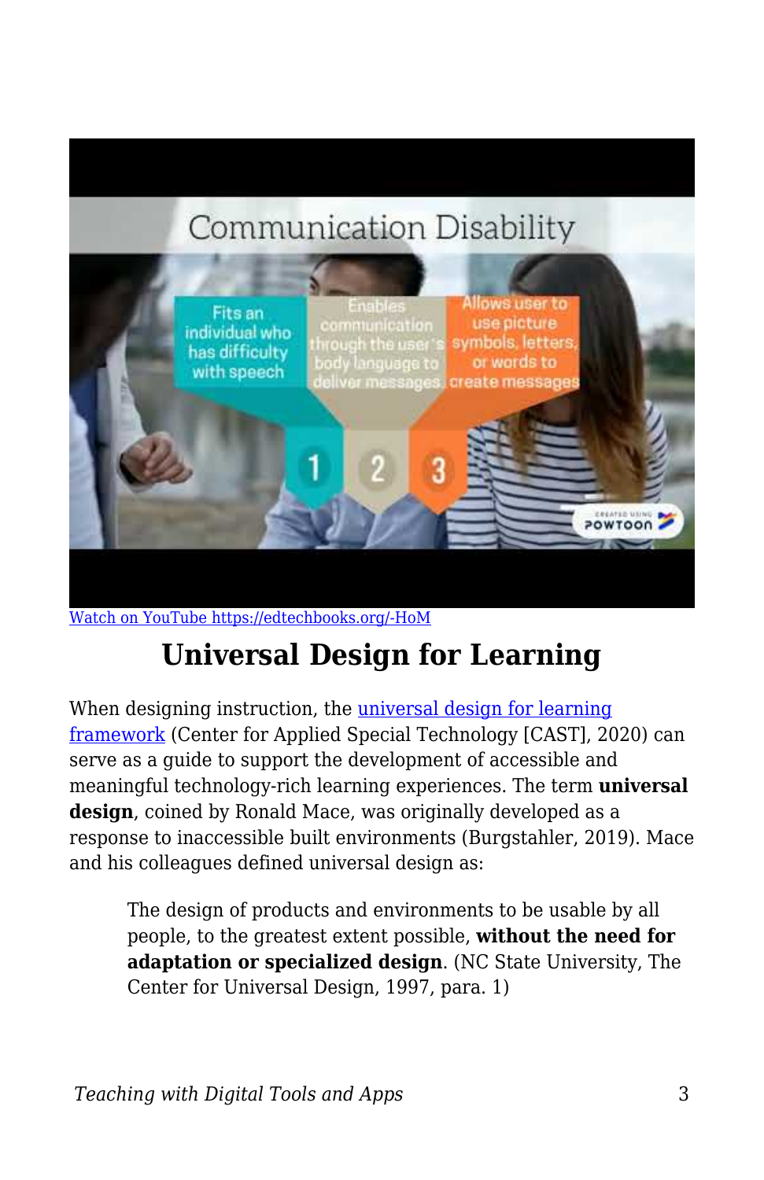[Watch on YouTube https://edtechbooks.org/-HoM](https://edtechbooks.org/-HoM)

## Universal Design for Learning

When designing instruction, the [universal design for learning framework](#) (Center for Applied Special Technology [CAST], 2020) can serve as a guide to support the development of accessible and meaningful technology-rich learning experiences. The term **universal design**, coined by Ronald Mace, was originally developed as a response to inaccessible built environments (Burgstahler, 2019). Mace and his colleagues defined universal design as:

> The design of products and environments to be usable by all people, to the greatest extent possible, **without the need for adaptation or specialized design**. (NC State University, The Center for Universal Design, 1997, para. 1)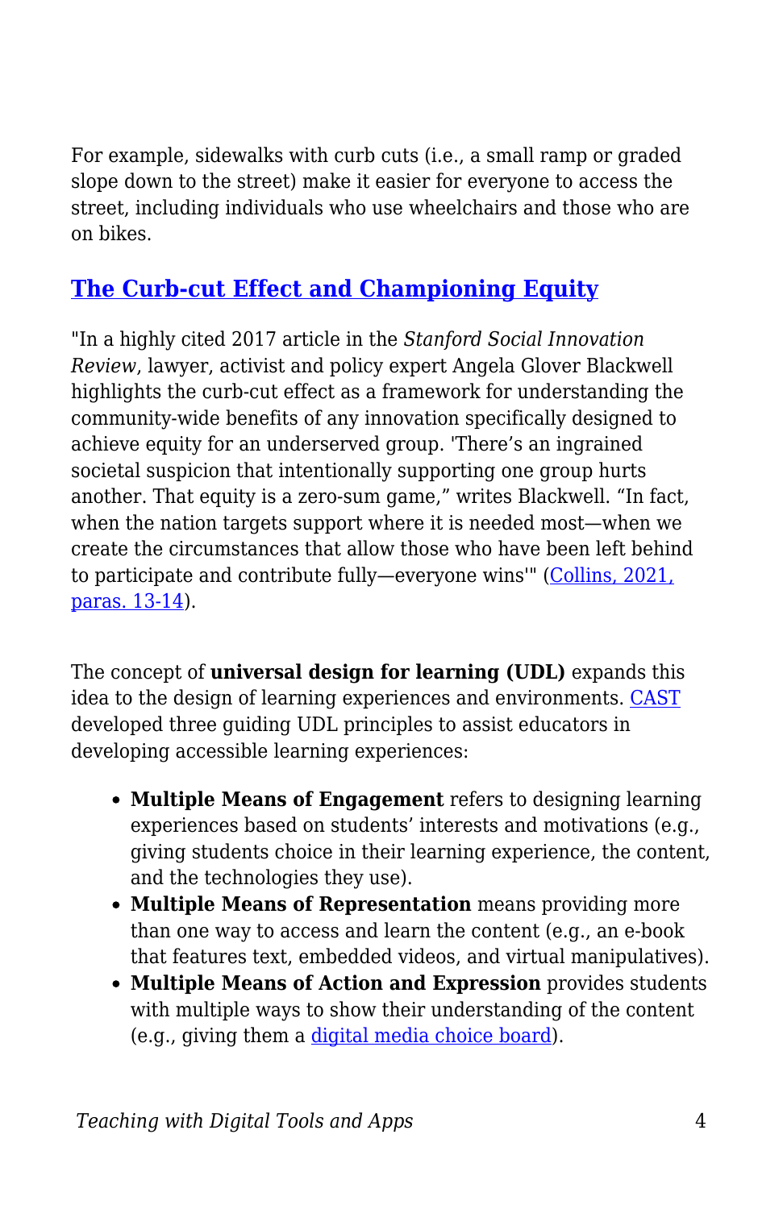For example, sidewalks with curb cuts (i.e., a small ramp or graded slope down to the street) make it easier for everyone to access the street, including individuals who use wheelchairs and those who are on bikes.

### [The Curb-cut Effect and Championing Equity]

"In a highly cited 2017 article in the *Stanford Social Innovation Review*, lawyer, activist and policy expert Angela Glover Blackwell highlights the curb-cut effect as a framework for understanding the community-wide benefits of any innovation specifically designed to achieve equity for an underserved group. 'There's an ingrained societal suspicion that intentionally supporting one group hurts another. That equity is a zero-sum game," writes Blackwell. "In fact, when the nation targets support where it is needed most—when we create the circumstances that allow those who have been left behind to participate and contribute fully—everyone wins'" ([Collins, 2021, paras. 13-14]).

The concept of **universal design for learning (UDL)** expands this idea to the design of learning experiences and environments. [CAST] developed three guiding UDL principles to assist educators in developing accessible learning experiences:

- **Multiple Means of Engagement** refers to designing learning experiences based on students' interests and motivations (e.g., giving students choice in their learning experience, the content, and the technologies they use).
- **Multiple Means of Representation** means providing more than one way to access and learn the content (e.g., an e-book that features text, embedded videos, and virtual manipulatives).
- **Multiple Means of Action and Expression** provides students with multiple ways to show their understanding of the content (e.g., giving them a [digital media choice board]).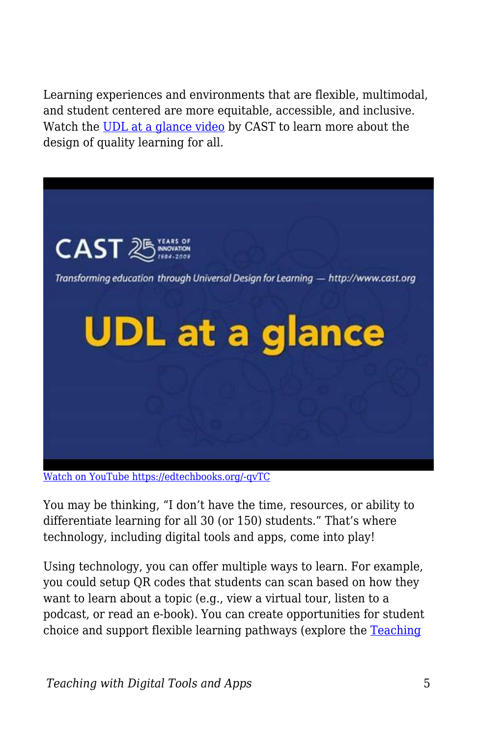Learning experiences and environments that are flexible, multimodal, and student centered are more equitable, accessible, and inclusive. Watch the [UDL at a glance video](https://edtechbooks.org/-qvTC) by CAST to learn more about the design of quality learning for all.

[Watch on YouTube https://edtechbooks.org/-qvTC](https://edtechbooks.org/-qvTC)

You may be thinking, "I don't have the time, resources, or ability to differentiate learning for all 30 (or 150) students." That's where technology, including digital tools and apps, come into play!

Using technology, you can offer multiple ways to learn. For example, you could setup QR codes that students can scan based on how they want to learn about a topic (e.g., view a virtual tour, listen to a podcast, or read an e-book). You can create opportunities for student choice and support flexible learning pathways (explore the Teaching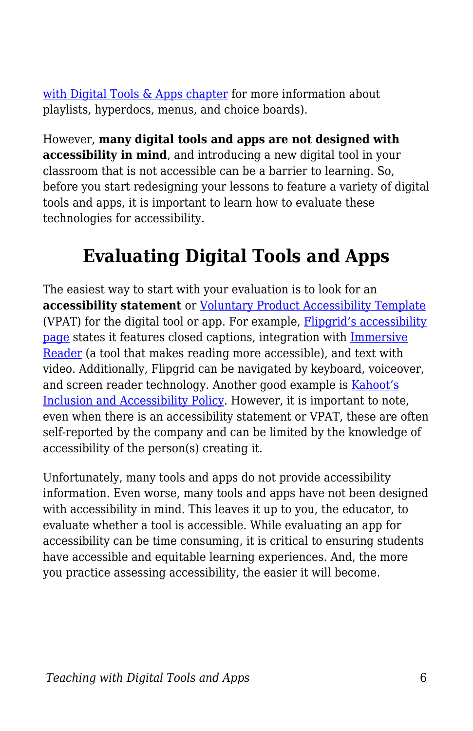with Digital Tools & Apps chapter for more information about playlists, hyperdocs, menus, and choice boards).

However, **many digital tools and apps are not designed with accessibility in mind**, and introducing a new digital tool in your classroom that is not accessible can be a barrier to learning. So, before you start redesigning your lessons to feature a variety of digital tools and apps, it is important to learn how to evaluate these technologies for accessibility.

## Evaluating Digital Tools and Apps

The easiest way to start with your evaluation is to look for an **accessibility statement** or Voluntary Product Accessibility Template (VPAT) for the digital tool or app. For example, Flipgrid's accessibility page states it features closed captions, integration with Immersive Reader (a tool that makes reading more accessible), and text with video. Additionally, Flipgrid can be navigated by keyboard, voiceover, and screen reader technology. Another good example is Kahoot's Inclusion and Accessibility Policy. However, it is important to note, even when there is an accessibility statement or VPAT, these are often self-reported by the company and can be limited by the knowledge of accessibility of the person(s) creating it.

Unfortunately, many tools and apps do not provide accessibility information. Even worse, many tools and apps have not been designed with accessibility in mind. This leaves it up to you, the educator, to evaluate whether a tool is accessible. While evaluating an app for accessibility can be time consuming, it is critical to ensuring students have accessible and equitable learning experiences. And, the more you practice assessing accessibility, the easier it will become.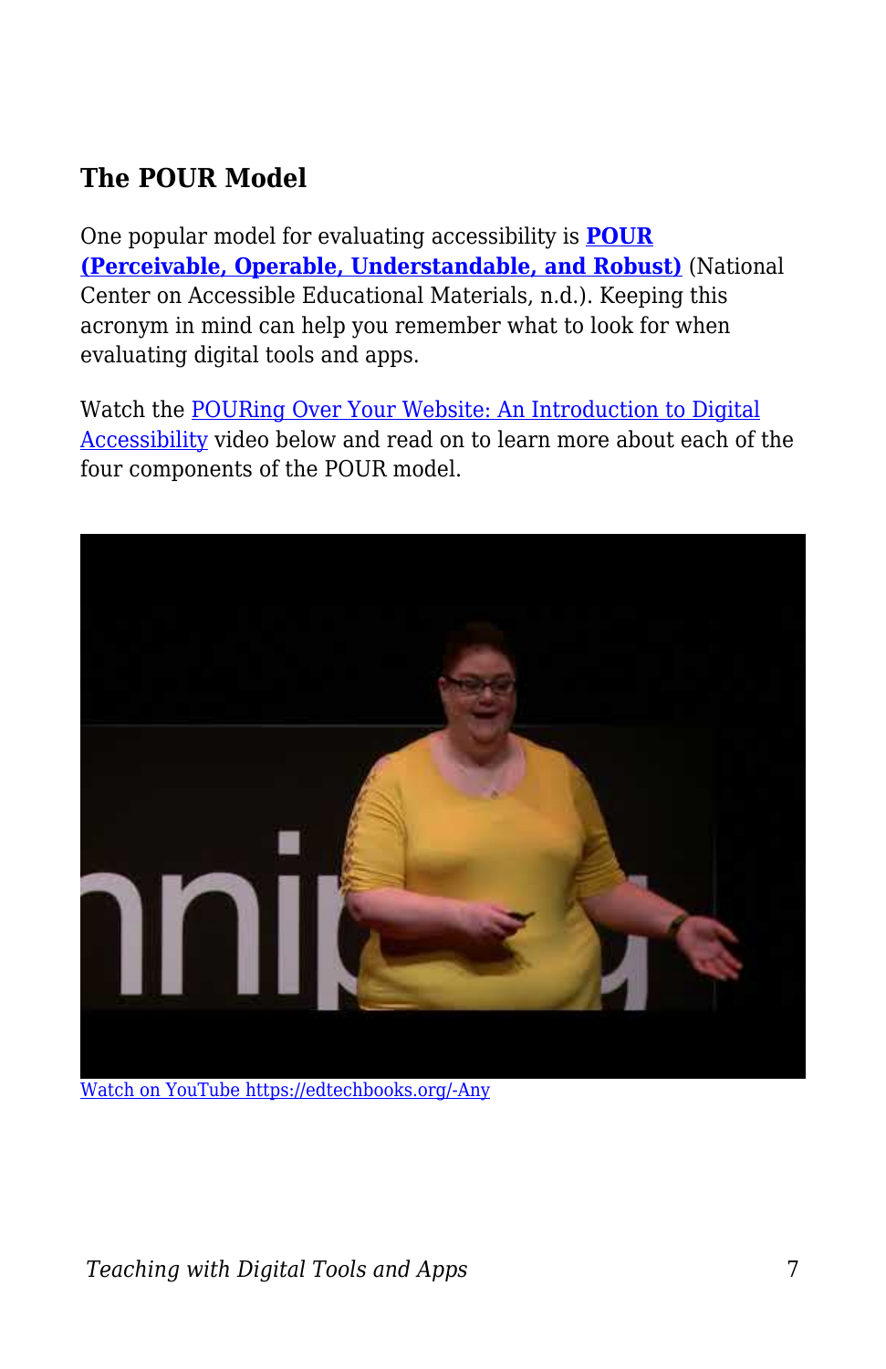## The POUR Model

One popular model for evaluating accessibility is **POUR (Perceivable, Operable, Understandable, and Robust)** (National Center on Accessible Educational Materials, n.d.). Keeping this acronym in mind can help you remember what to look for when evaluating digital tools and apps.

Watch the POURing Over Your Website: An Introduction to Digital Accessibility video below and read on to learn more about each of the four components of the POUR model.

Watch on YouTube https://edtechbooks.org/-Any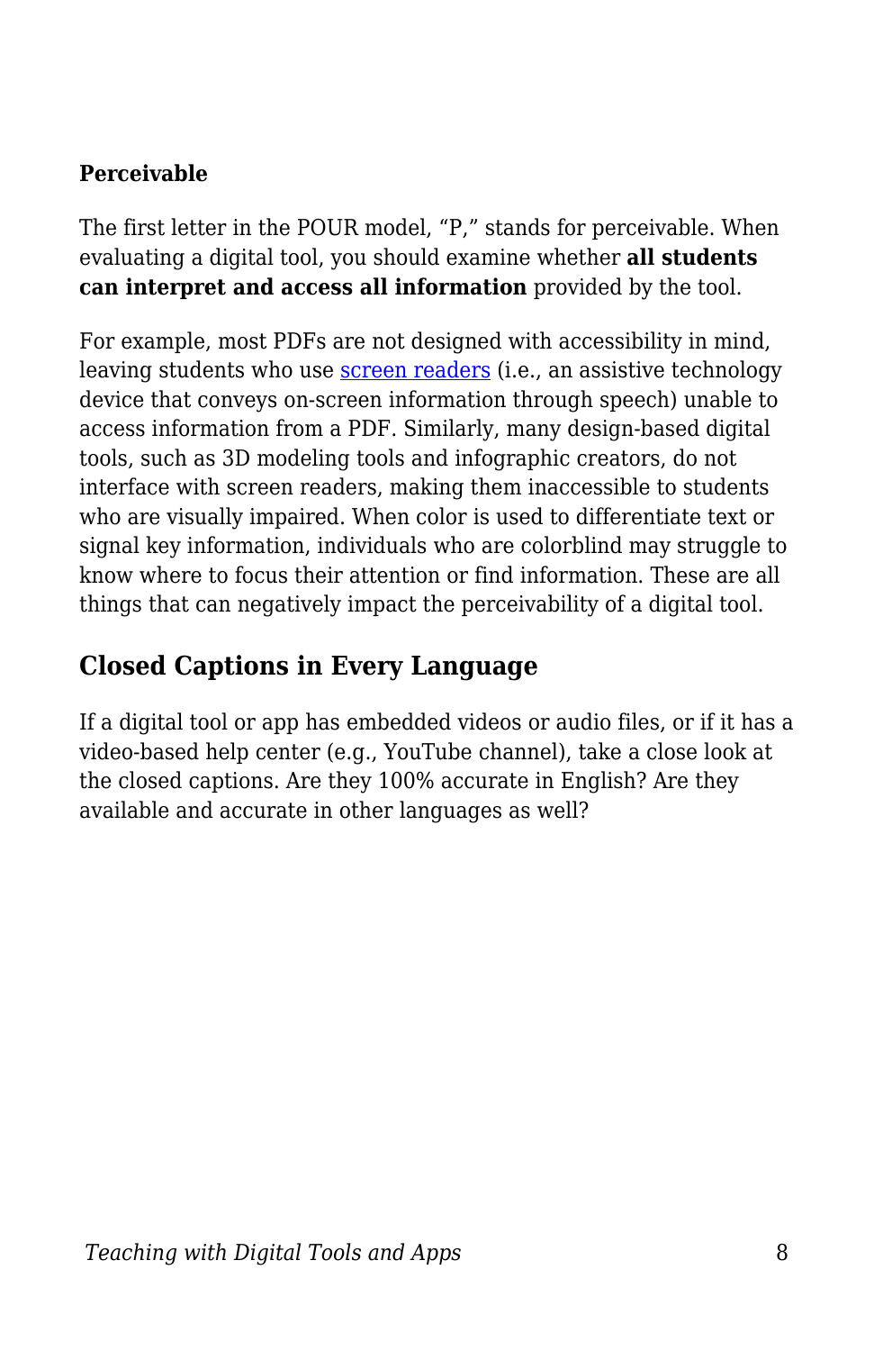**Perceivable**

The first letter in the POUR model, "P," stands for perceivable. When evaluating a digital tool, you should examine whether **all students can interpret and access all information** provided by the tool.

For example, most PDFs are not designed with accessibility in mind, leaving students who use [screen readers] (i.e., an assistive technology device that conveys on-screen information through speech) unable to access information from a PDF. Similarly, many design-based digital tools, such as 3D modeling tools and infographic creators, do not interface with screen readers, making them inaccessible to students who are visually impaired. When color is used to differentiate text or signal key information, individuals who are colorblind may struggle to know where to focus their attention or find information. These are all things that can negatively impact the perceivability of a digital tool.

## Closed Captions in Every Language

If a digital tool or app has embedded videos or audio files, or if it has a video-based help center (e.g., YouTube channel), take a close look at the closed captions. Are they 100% accurate in English? Are they available and accurate in other languages as well?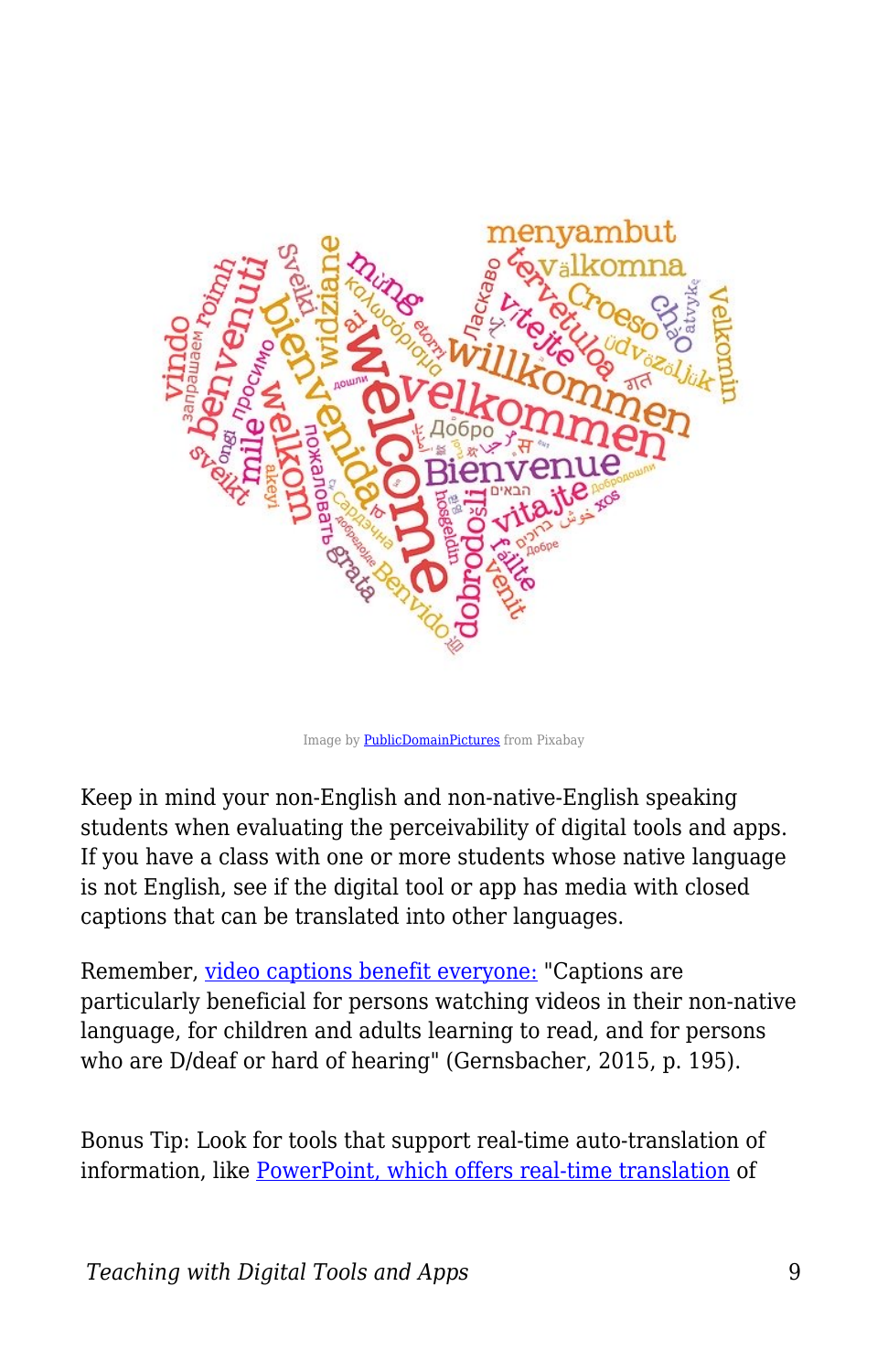Image by PublicDomainPictures from Pixabay

Keep in mind your non-English and non-native-English speaking students when evaluating the perceivability of digital tools and apps. If you have a class with one or more students whose native language is not English, see if the digital tool or app has media with closed captions that can be translated into other languages.

Remember, video captions benefit everyone: "Captions are particularly beneficial for persons watching videos in their non-native language, for children and adults learning to read, and for persons who are D/deaf or hard of hearing" (Gernsbacher, 2015, p. 195).

Bonus Tip: Look for tools that support real-time auto-translation of information, like PowerPoint, which offers real-time translation of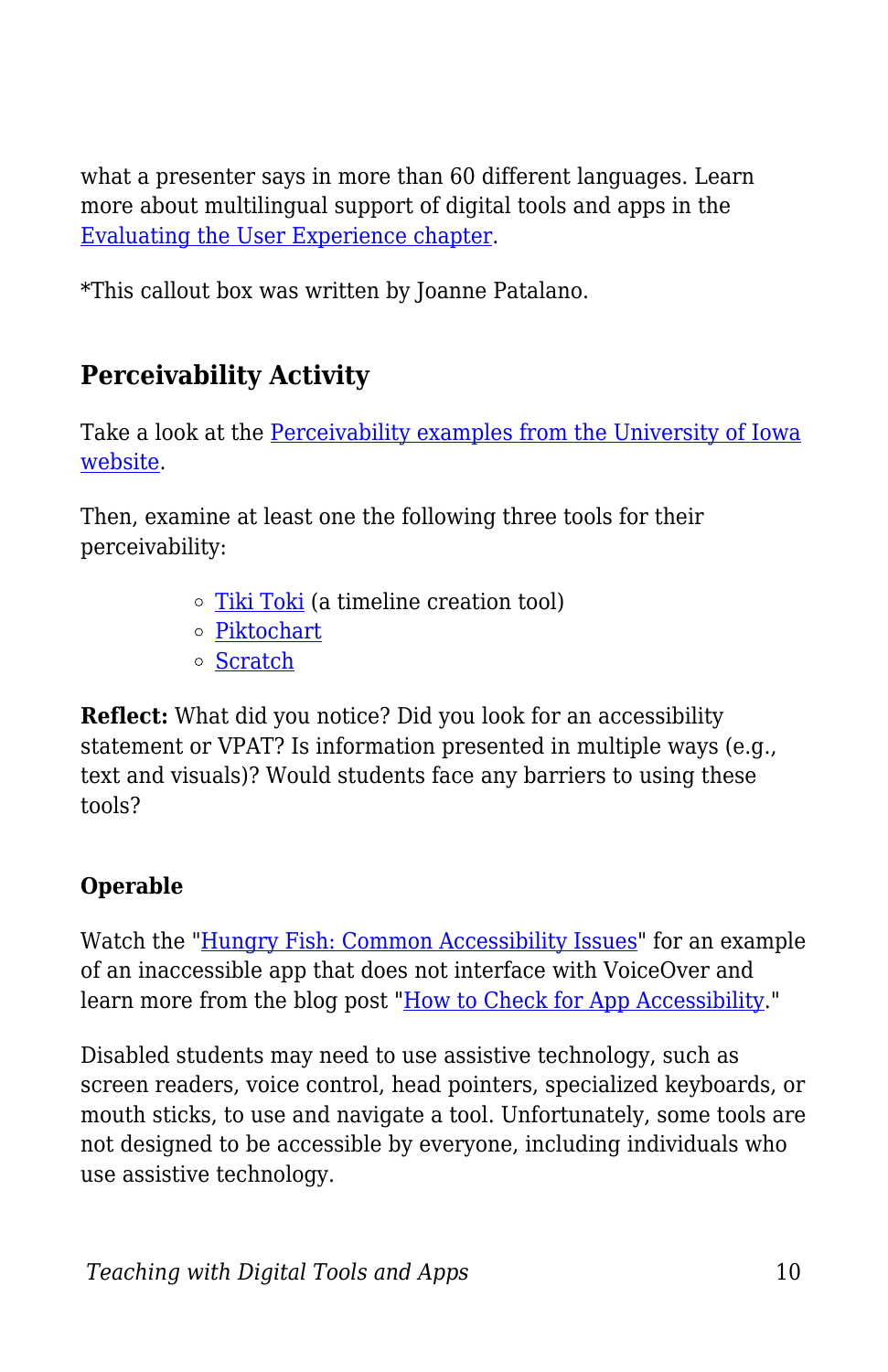what a presenter says in more than 60 different languages. Learn more about multilingual support of digital tools and apps in the Evaluating the User Experience chapter.

*This callout box was written by Joanne Patalano.

## Perceivability Activity

Take a look at the Perceivability examples from the University of Iowa website.

Then, examine at least one the following three tools for their perceivability:

- Tiki Toki (a timeline creation tool)
- Piktochart
- Scratch

**Reflect:** What did you notice? Did you look for an accessibility statement or VPAT? Is information presented in multiple ways (e.g., text and visuals)? Would students face any barriers to using these tools?

### Operable

Watch the "Hungry Fish: Common Accessibility Issues" for an example of an inaccessible app that does not interface with VoiceOver and learn more from the blog post "How to Check for App Accessibility."

Disabled students may need to use assistive technology, such as screen readers, voice control, head pointers, specialized keyboards, or mouth sticks, to use and navigate a tool. Unfortunately, some tools are not designed to be accessible by everyone, including individuals who use assistive technology.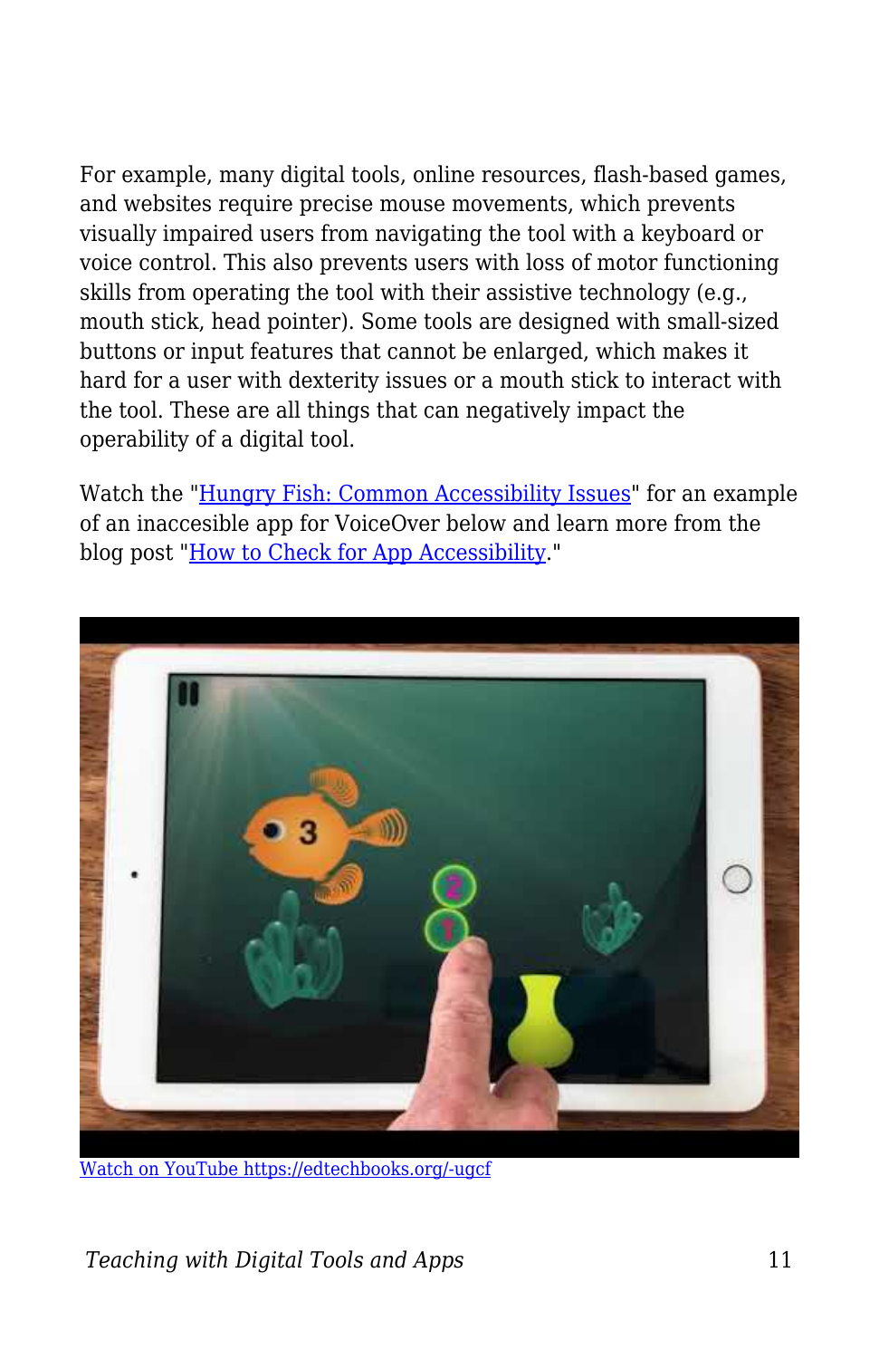For example, many digital tools, online resources, flash-based games, and websites require precise mouse movements, which prevents visually impaired users from navigating the tool with a keyboard or voice control. This also prevents users with loss of motor functioning skills from operating the tool with their assistive technology (e.g., mouth stick, head pointer). Some tools are designed with small-sized buttons or input features that cannot be enlarged, which makes it hard for a user with dexterity issues or a mouth stick to interact with the tool. These are all things that can negatively impact the operability of a digital tool.

Watch the "[Hungry Fish: Common Accessibility Issues]()" for an example of an inaccesible app for VoiceOver below and learn more from the blog post "[How to Check for App Accessibility]()."

[Watch on YouTube https://edtechbooks.org/-ugcf](https://edtechbooks.org/-ugcf)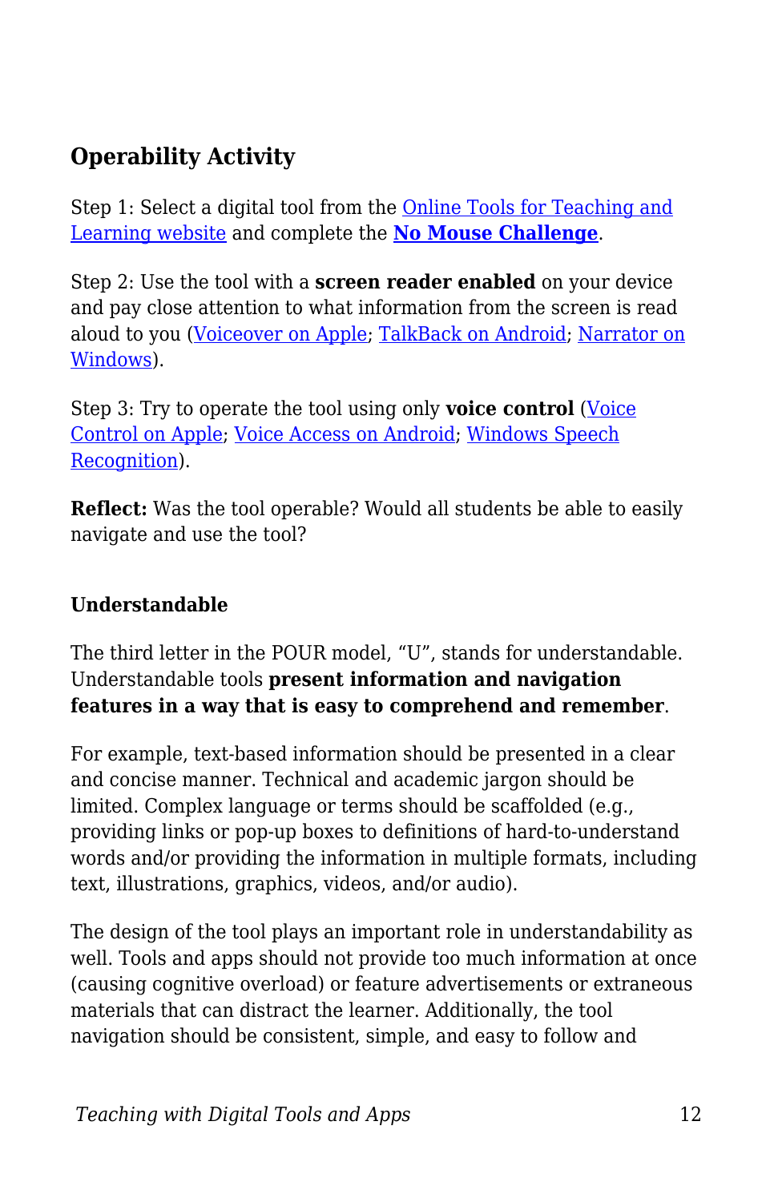### Operability Activity

Step 1: Select a digital tool from the Online Tools for Teaching and Learning website and complete the **No Mouse Challenge**.

Step 2: Use the tool with a **screen reader enabled** on your device and pay close attention to what information from the screen is read aloud to you (Voiceover on Apple; TalkBack on Android; Narrator on Windows).

Step 3: Try to operate the tool using only **voice control** (Voice Control on Apple; Voice Access on Android; Windows Speech Recognition).

**Reflect:** Was the tool operable? Would all students be able to easily navigate and use the tool?

#### Understandable

The third letter in the POUR model, "U", stands for understandable. Understandable tools **present information and navigation features in a way that is easy to comprehend and remember**.

For example, text-based information should be presented in a clear and concise manner. Technical and academic jargon should be limited. Complex language or terms should be scaffolded (e.g., providing links or pop-up boxes to definitions of hard-to-understand words and/or providing the information in multiple formats, including text, illustrations, graphics, videos, and/or audio).

The design of the tool plays an important role in understandability as well. Tools and apps should not provide too much information at once (causing cognitive overload) or feature advertisements or extraneous materials that can distract the learner. Additionally, the tool navigation should be consistent, simple, and easy to follow and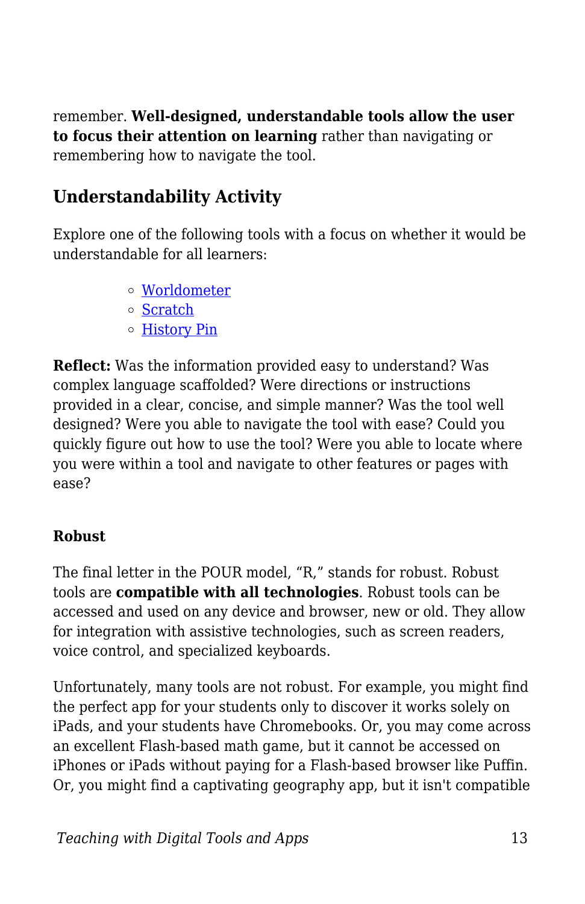remember. **Well-designed, understandable tools allow the user to focus their attention on learning** rather than navigating or remembering how to navigate the tool.

## Understandability Activity

Explore one of the following tools with a focus on whether it would be understandable for all learners:

- Worldometer
- Scratch
- History Pin

**Reflect:** Was the information provided easy to understand? Was complex language scaffolded? Were directions or instructions provided in a clear, concise, and simple manner? Was the tool well designed? Were you able to navigate the tool with ease? Could you quickly figure out how to use the tool? Were you able to locate where you were within a tool and navigate to other features or pages with ease?

### Robust

The final letter in the POUR model, "R," stands for robust. Robust tools are **compatible with all technologies**. Robust tools can be accessed and used on any device and browser, new or old. They allow for integration with assistive technologies, such as screen readers, voice control, and specialized keyboards.

Unfortunately, many tools are not robust. For example, you might find the perfect app for your students only to discover it works solely on iPads, and your students have Chromebooks. Or, you may come across an excellent Flash-based math game, but it cannot be accessed on iPhones or iPads without paying for a Flash-based browser like Puffin. Or, you might find a captivating geography app, but it isn't compatible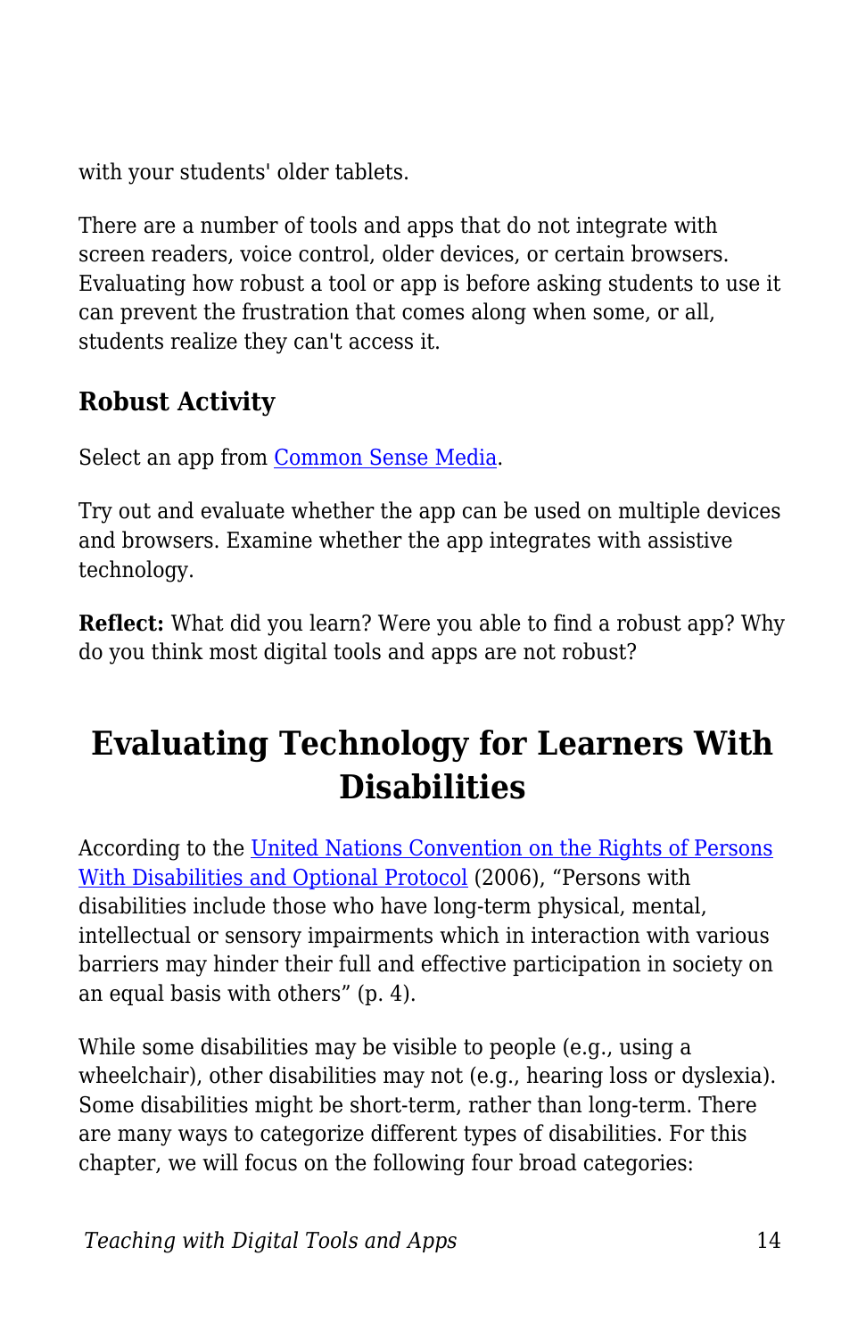with your students' older tablets.

There are a number of tools and apps that do not integrate with screen readers, voice control, older devices, or certain browsers. Evaluating how robust a tool or app is before asking students to use it can prevent the frustration that comes along when some, or all, students realize they can't access it.

### Robust Activity

Select an app from [Common Sense Media](#).

Try out and evaluate whether the app can be used on multiple devices and browsers. Examine whether the app integrates with assistive technology.

**Reflect:** What did you learn? Were you able to find a robust app? Why do you think most digital tools and apps are not robust?

## Evaluating Technology for Learners With Disabilities

According to the [United Nations Convention on the Rights of Persons With Disabilities and Optional Protocol](#) (2006), “Persons with disabilities include those who have long-term physical, mental, intellectual or sensory impairments which in interaction with various barriers may hinder their full and effective participation in society on an equal basis with others” (p. 4).

While some disabilities may be visible to people (e.g., using a wheelchair), other disabilities may not (e.g., hearing loss or dyslexia). Some disabilities might be short-term, rather than long-term. There are many ways to categorize different types of disabilities. For this chapter, we will focus on the following four broad categories: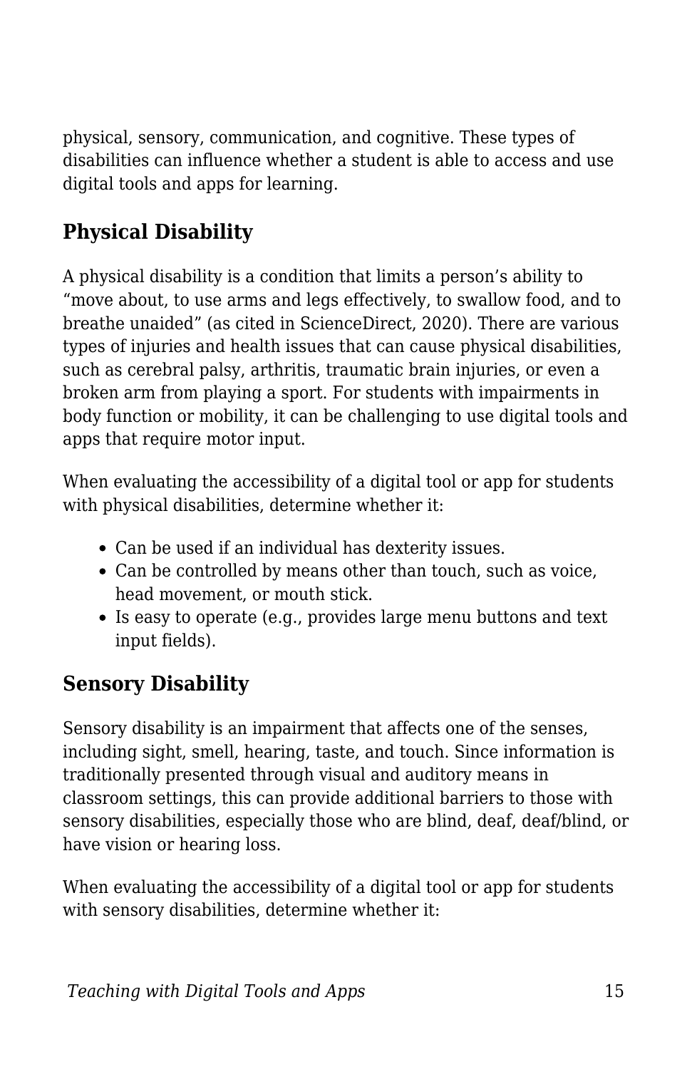physical, sensory, communication, and cognitive. These types of disabilities can influence whether a student is able to access and use digital tools and apps for learning.

## Physical Disability

A physical disability is a condition that limits a person's ability to "move about, to use arms and legs effectively, to swallow food, and to breathe unaided" (as cited in ScienceDirect, 2020). There are various types of injuries and health issues that can cause physical disabilities, such as cerebral palsy, arthritis, traumatic brain injuries, or even a broken arm from playing a sport. For students with impairments in body function or mobility, it can be challenging to use digital tools and apps that require motor input.

When evaluating the accessibility of a digital tool or app for students with physical disabilities, determine whether it:

- Can be used if an individual has dexterity issues.
- Can be controlled by means other than touch, such as voice, head movement, or mouth stick.
- Is easy to operate (e.g., provides large menu buttons and text input fields).

## Sensory Disability

Sensory disability is an impairment that affects one of the senses, including sight, smell, hearing, taste, and touch. Since information is traditionally presented through visual and auditory means in classroom settings, this can provide additional barriers to those with sensory disabilities, especially those who are blind, deaf, deaf/blind, or have vision or hearing loss.

When evaluating the accessibility of a digital tool or app for students with sensory disabilities, determine whether it: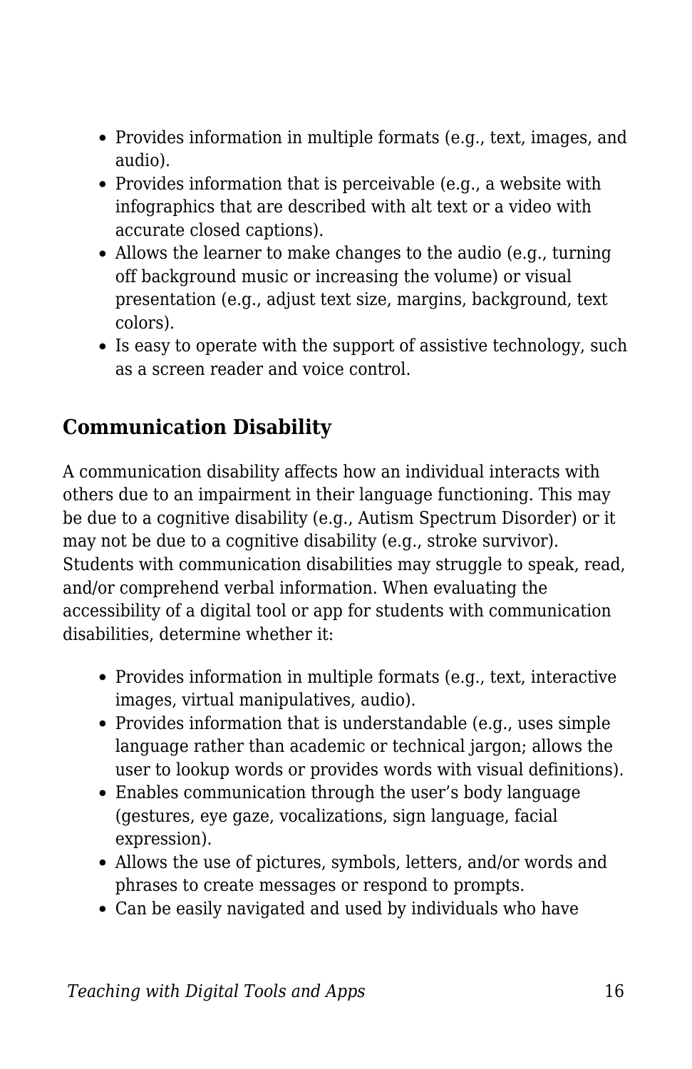- Provides information in multiple formats (e.g., text, images, and audio).
- Provides information that is perceivable (e.g., a website with infographics that are described with alt text or a video with accurate closed captions).
- Allows the learner to make changes to the audio (e.g., turning off background music or increasing the volume) or visual presentation (e.g., adjust text size, margins, background, text colors).
- Is easy to operate with the support of assistive technology, such as a screen reader and voice control.

### Communication Disability

A communication disability affects how an individual interacts with others due to an impairment in their language functioning. This may be due to a cognitive disability (e.g., Autism Spectrum Disorder) or it may not be due to a cognitive disability (e.g., stroke survivor). Students with communication disabilities may struggle to speak, read, and/or comprehend verbal information. When evaluating the accessibility of a digital tool or app for students with communication disabilities, determine whether it:

- Provides information in multiple formats (e.g., text, interactive images, virtual manipulatives, audio).
- Provides information that is understandable (e.g., uses simple language rather than academic or technical jargon; allows the user to lookup words or provides words with visual definitions).
- Enables communication through the user's body language (gestures, eye gaze, vocalizations, sign language, facial expression).
- Allows the use of pictures, symbols, letters, and/or words and phrases to create messages or respond to prompts.
- Can be easily navigated and used by individuals who have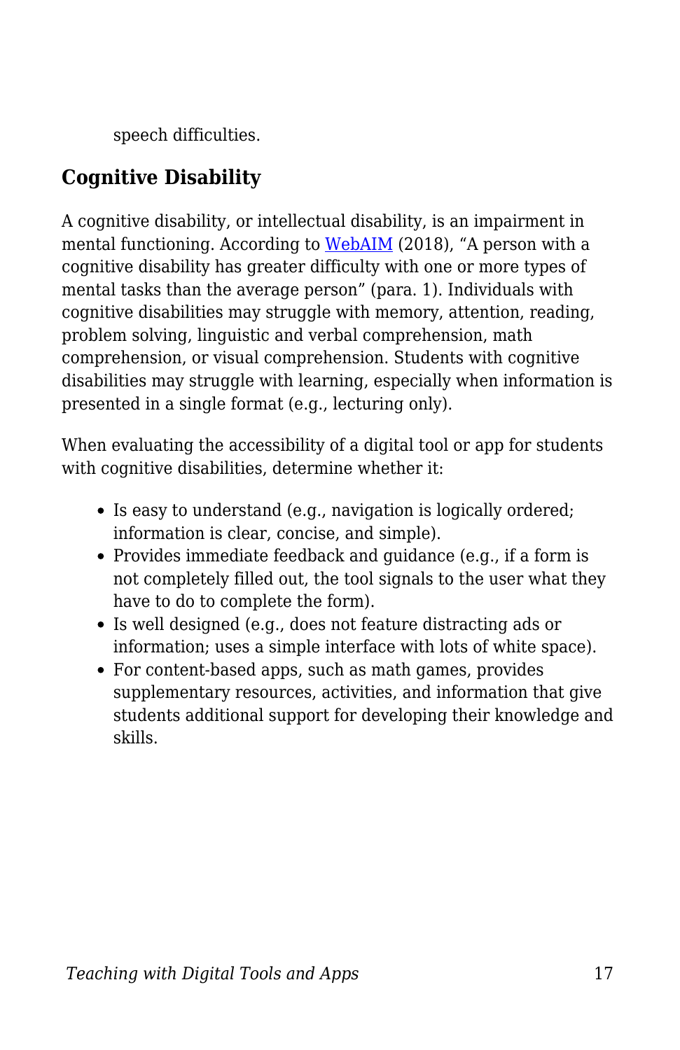speech difficulties.

## Cognitive Disability

A cognitive disability, or intellectual disability, is an impairment in mental functioning. According to [WebAIM](https://webaim.org) (2018), "A person with a cognitive disability has greater difficulty with one or more types of mental tasks than the average person" (para. 1). Individuals with cognitive disabilities may struggle with memory, attention, reading, problem solving, linguistic and verbal comprehension, math comprehension, or visual comprehension. Students with cognitive disabilities may struggle with learning, especially when information is presented in a single format (e.g., lecturing only).

When evaluating the accessibility of a digital tool or app for students with cognitive disabilities, determine whether it:

- Is easy to understand (e.g., navigation is logically ordered; information is clear, concise, and simple).
- Provides immediate feedback and guidance (e.g., if a form is not completely filled out, the tool signals to the user what they have to do to complete the form).
- Is well designed (e.g., does not feature distracting ads or information; uses a simple interface with lots of white space).
- For content-based apps, such as math games, provides supplementary resources, activities, and information that give students additional support for developing their knowledge and skills.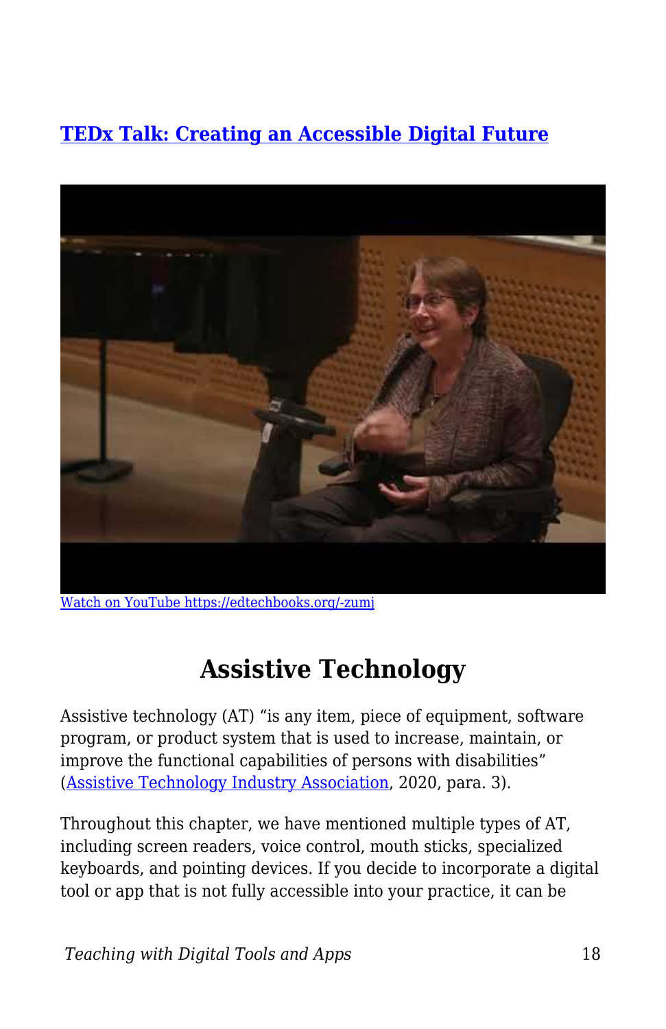[TEDx Talk: Creating an Accessible Digital Future](https://edtechbooks.org/-zumj)

[Watch on YouTube https://edtechbooks.org/-zumj](https://edtechbooks.org/-zumj)

## Assistive Technology

Assistive technology (AT) "is any item, piece of equipment, software program, or product system that is used to increase, maintain, or improve the functional capabilities of persons with disabilities" (Assistive Technology Industry Association, 2020, para. 3).

Throughout this chapter, we have mentioned multiple types of AT, including screen readers, voice control, mouth sticks, specialized keyboards, and pointing devices. If you decide to incorporate a digital tool or app that is not fully accessible into your practice, it can be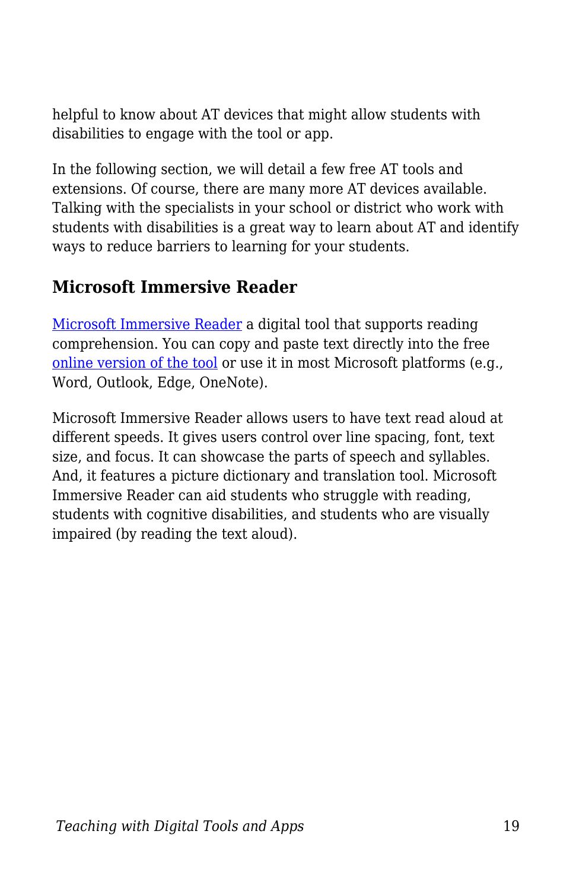helpful to know about AT devices that might allow students with disabilities to engage with the tool or app.

In the following section, we will detail a few free AT tools and extensions. Of course, there are many more AT devices available. Talking with the specialists in your school or district who work with students with disabilities is a great way to learn about AT and identify ways to reduce barriers to learning for your students.

### Microsoft Immersive Reader

Microsoft Immersive Reader a digital tool that supports reading comprehension. You can copy and paste text directly into the free online version of the tool or use it in most Microsoft platforms (e.g., Word, Outlook, Edge, OneNote).

Microsoft Immersive Reader allows users to have text read aloud at different speeds. It gives users control over line spacing, font, text size, and focus. It can showcase the parts of speech and syllables. And, it features a picture dictionary and translation tool. Microsoft Immersive Reader can aid students who struggle with reading, students with cognitive disabilities, and students who are visually impaired (by reading the text aloud).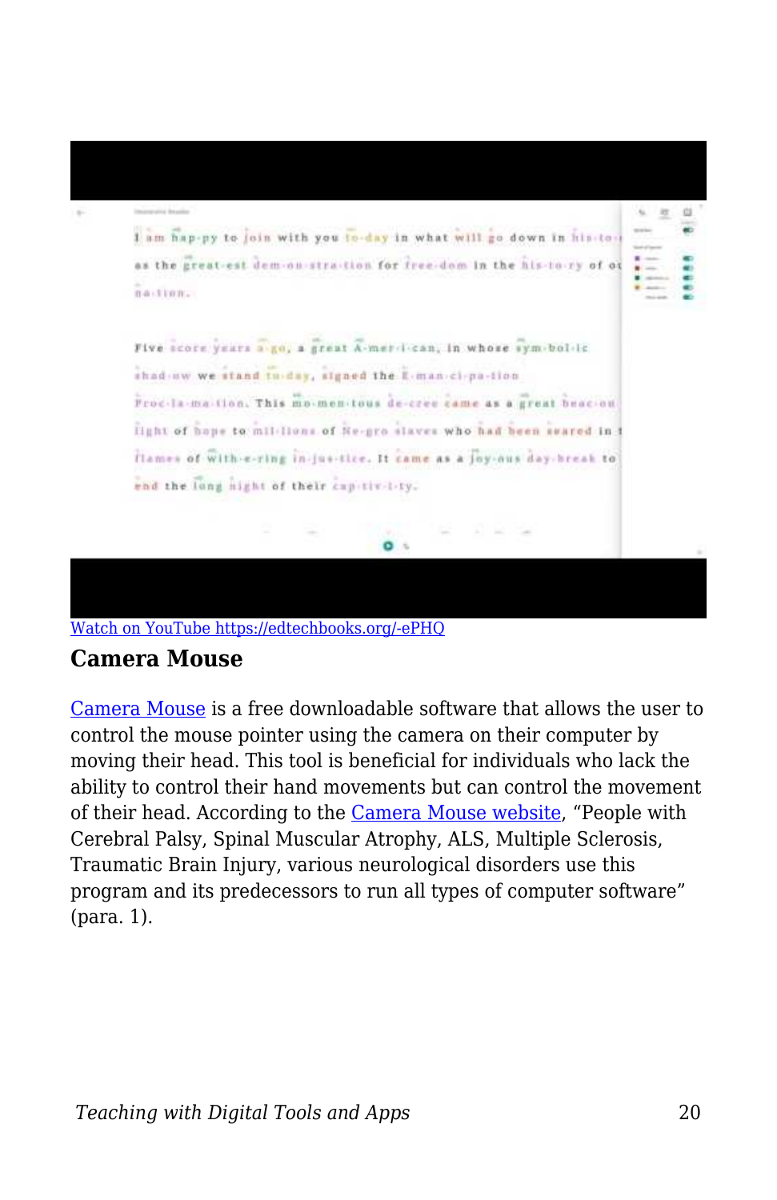Watch on YouTube https://edtechbooks.org/-ePHQ

### Camera Mouse

Camera Mouse is a free downloadable software that allows the user to control the mouse pointer using the camera on their computer by moving their head. This tool is beneficial for individuals who lack the ability to control their hand movements but can control the movement of their head. According to the Camera Mouse website, "People with Cerebral Palsy, Spinal Muscular Atrophy, ALS, Multiple Sclerosis, Traumatic Brain Injury, various neurological disorders use this program and its predecessors to run all types of computer software" (para. 1).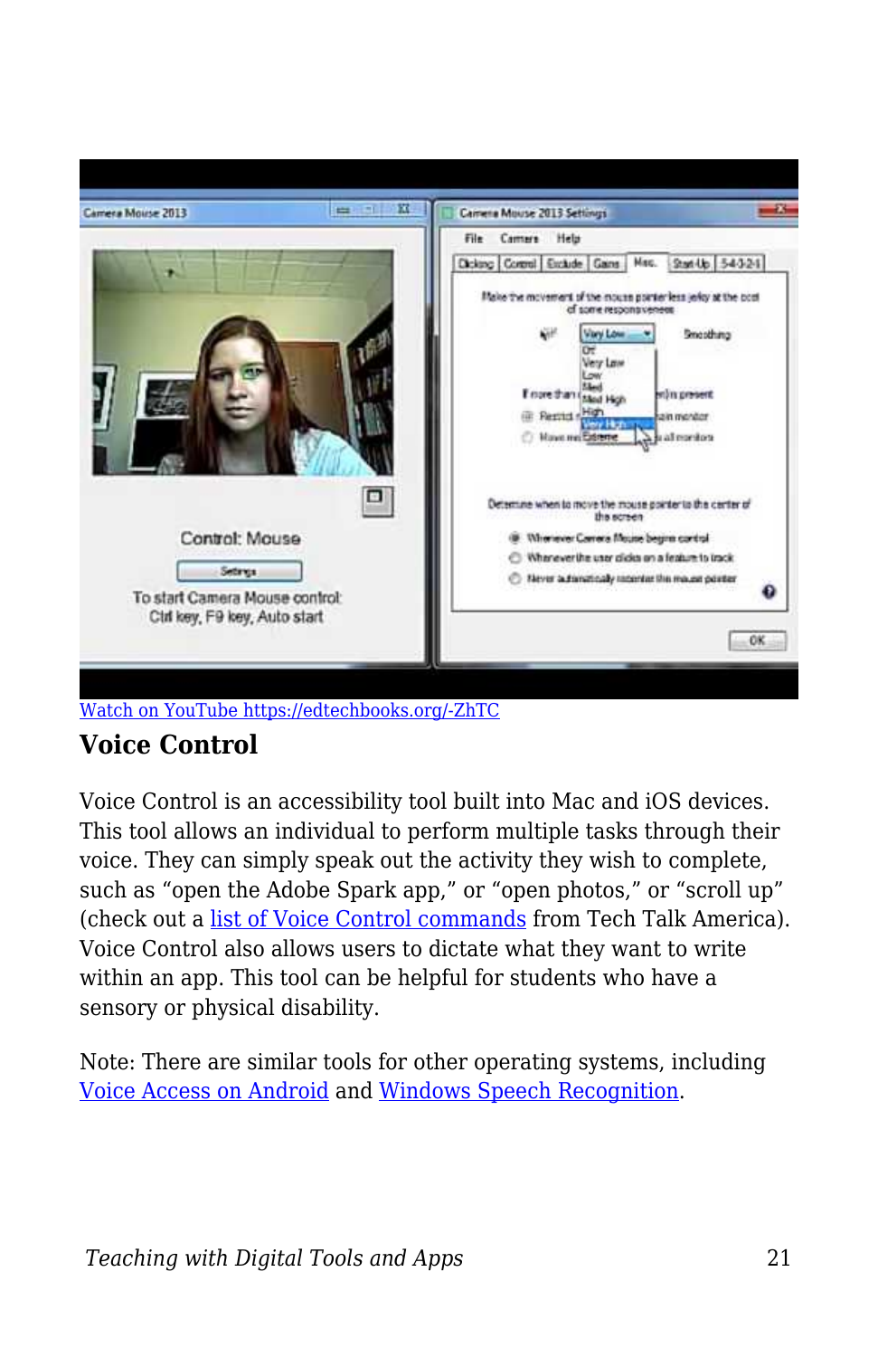[Watch on YouTube https://edtechbooks.org/-ZhTC](https://edtechbooks.org/-ZhTC)

## Voice Control

Voice Control is an accessibility tool built into Mac and iOS devices. This tool allows an individual to perform multiple tasks through their voice. They can simply speak out the activity they wish to complete, such as “open the Adobe Spark app,” or “open photos,” or “scroll up” (check out a list of Voice Control commands from Tech Talk America). Voice Control also allows users to dictate what they want to write within an app. This tool can be helpful for students who have a sensory or physical disability.

Note: There are similar tools for other operating systems, including Voice Access on Android and Windows Speech Recognition.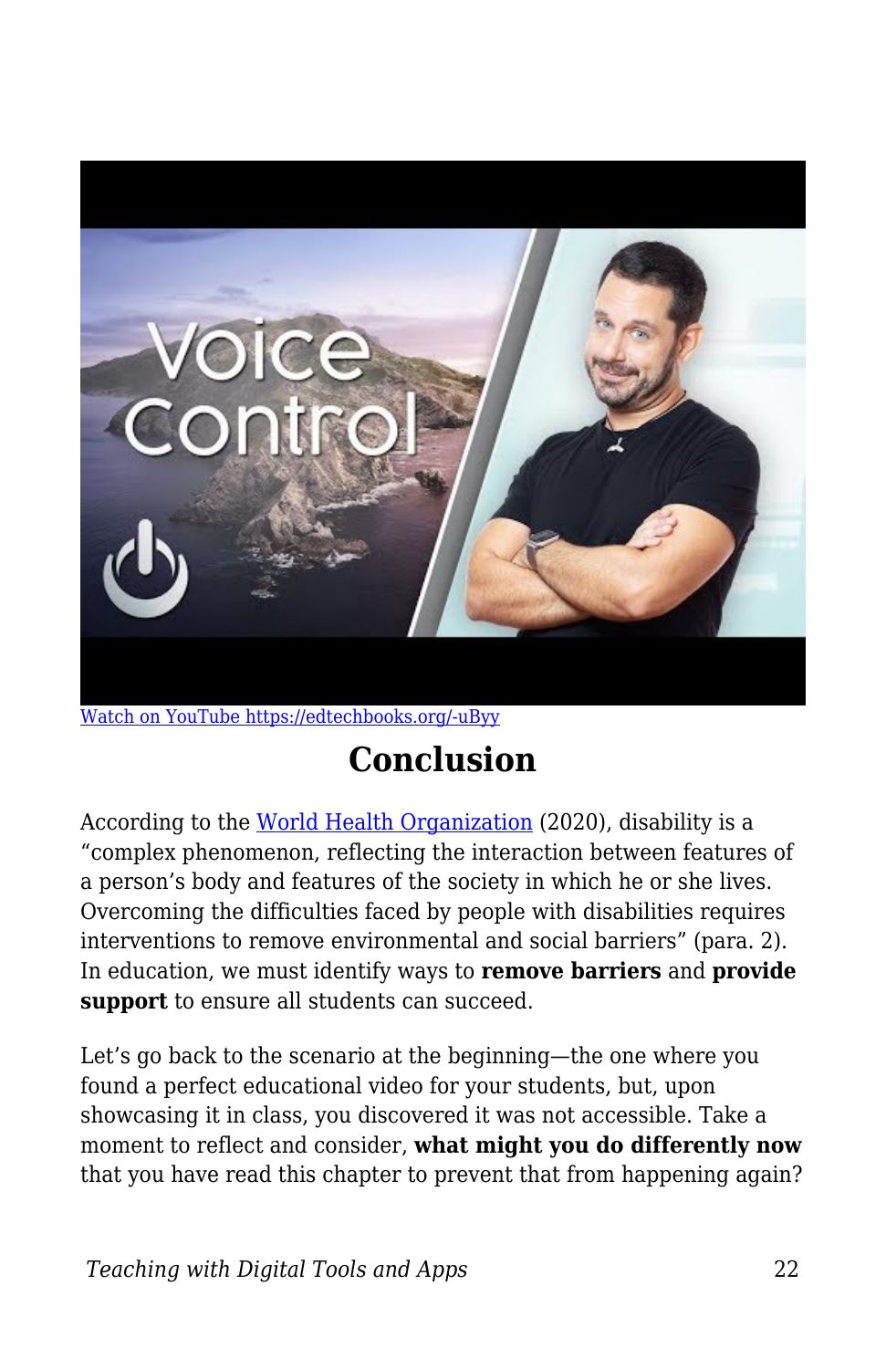[Watch on YouTube https://edtechbooks.org/-uByy](https://edtechbooks.org/-uByy)

## Conclusion

According to the [World Health Organization](#) (2020), disability is a "complex phenomenon, reflecting the interaction between features of a person's body and features of the society in which he or she lives. Overcoming the difficulties faced by people with disabilities requires interventions to remove environmental and social barriers" (para. 2). In education, we must identify ways to **remove barriers** and **provide support** to ensure all students can succeed.

Let's go back to the scenario at the beginning—the one where you found a perfect educational video for your students, but, upon showcasing it in class, you discovered it was not accessible. Take a moment to reflect and consider, **what might you do differently now** that you have read this chapter to prevent that from happening again?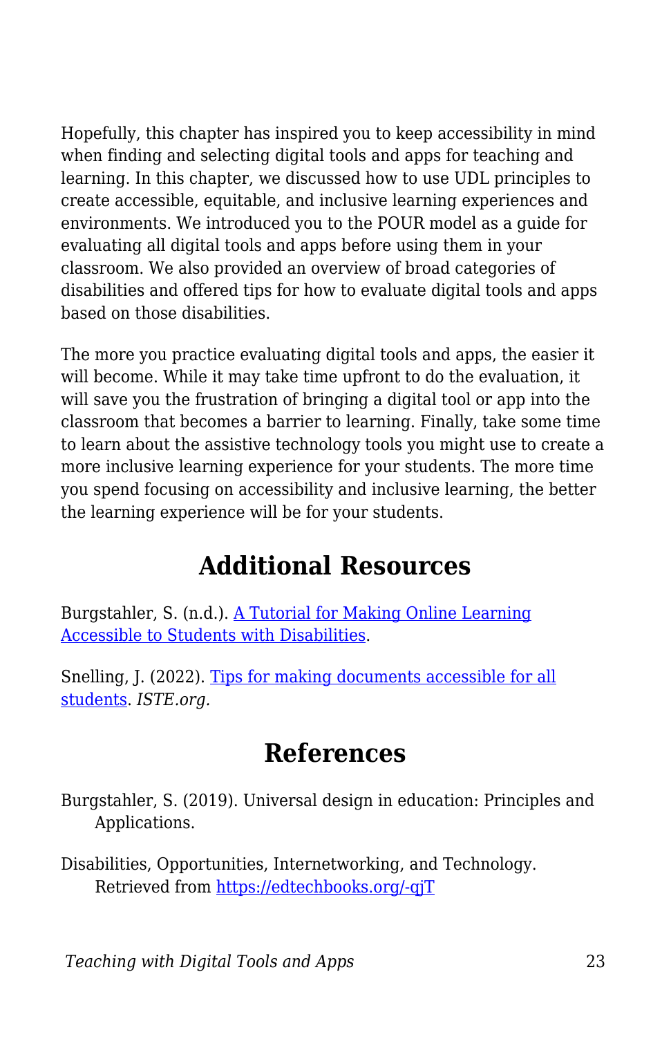Hopefully, this chapter has inspired you to keep accessibility in mind when finding and selecting digital tools and apps for teaching and learning. In this chapter, we discussed how to use UDL principles to create accessible, equitable, and inclusive learning experiences and environments. We introduced you to the POUR model as a guide for evaluating all digital tools and apps before using them in your classroom. We also provided an overview of broad categories of disabilities and offered tips for how to evaluate digital tools and apps based on those disabilities.

The more you practice evaluating digital tools and apps, the easier it will become. While it may take time upfront to do the evaluation, it will save you the frustration of bringing a digital tool or app into the classroom that becomes a barrier to learning. Finally, take some time to learn about the assistive technology tools you might use to create a more inclusive learning experience for your students. The more time you spend focusing on accessibility and inclusive learning, the better the learning experience will be for your students.

## Additional Resources

Burgstahler, S. (n.d.). A Tutorial for Making Online Learning Accessible to Students with Disabilities.

Snelling, J. (2022). Tips for making documents accessible for all students. *ISTE.org.*

## References

Burgstahler, S. (2019). Universal design in education: Principles and Applications.

Disabilities, Opportunities, Internetworking, and Technology. Retrieved from https://edtechbooks.org/-qjT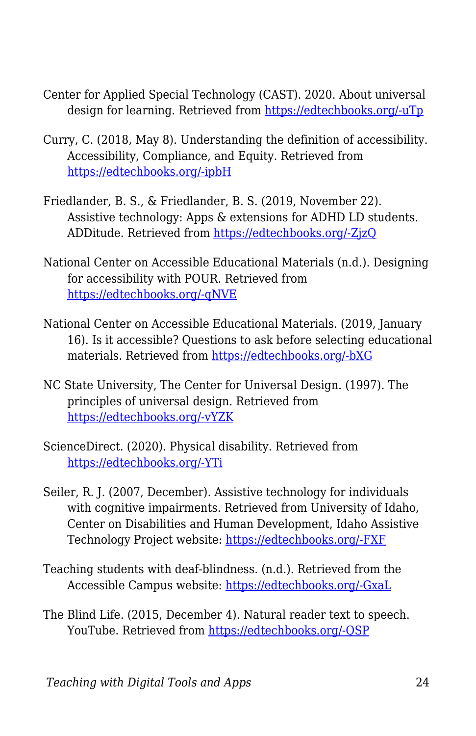Center for Applied Special Technology (CAST). 2020. About universal design for learning. Retrieved from https://edtechbooks.org/-uTp

Curry, C. (2018, May 8). Understanding the definition of accessibility. Accessibility, Compliance, and Equity. Retrieved from https://edtechbooks.org/-ipbH

Friedlander, B. S., & Friedlander, B. S. (2019, November 22). Assistive technology: Apps & extensions for ADHD LD students. ADDitude. Retrieved from https://edtechbooks.org/-ZjzQ

National Center on Accessible Educational Materials (n.d.). Designing for accessibility with POUR. Retrieved from https://edtechbooks.org/-qNVE

National Center on Accessible Educational Materials. (2019, January 16). Is it accessible? Questions to ask before selecting educational materials. Retrieved from https://edtechbooks.org/-bXG

NC State University, The Center for Universal Design. (1997). The principles of universal design. Retrieved from https://edtechbooks.org/-vYZK

ScienceDirect. (2020). Physical disability. Retrieved from https://edtechbooks.org/-YTi

Seiler, R. J. (2007, December). Assistive technology for individuals with cognitive impairments. Retrieved from University of Idaho, Center on Disabilities and Human Development, Idaho Assistive Technology Project website: https://edtechbooks.org/-FXF

Teaching students with deaf-blindness. (n.d.). Retrieved from the Accessible Campus website: https://edtechbooks.org/-GxaL

The Blind Life. (2015, December 4). Natural reader text to speech. YouTube. Retrieved from https://edtechbooks.org/-QSP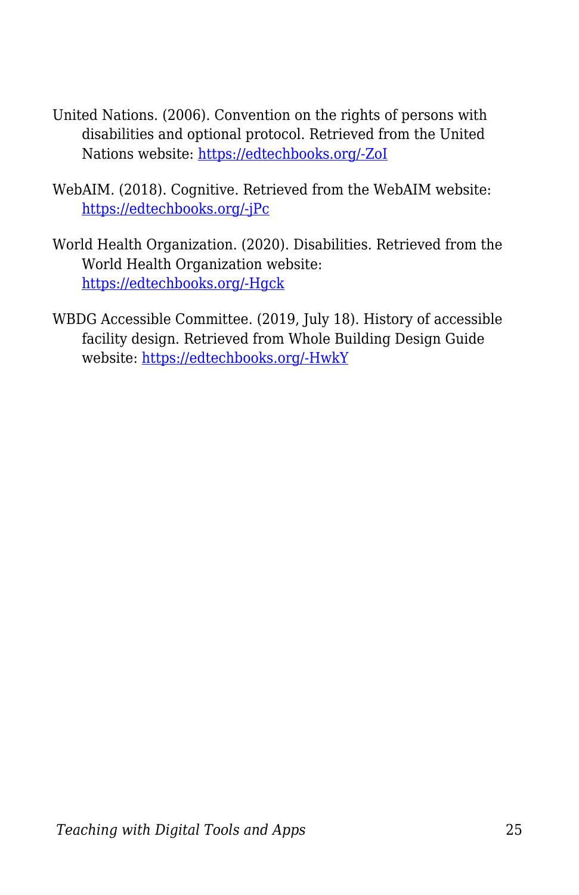United Nations. (2006). Convention on the rights of persons with disabilities and optional protocol. Retrieved from the United Nations website: [https://edtechbooks.org/-ZoI](https://edtechbooks.org/-ZoI)

WebAIM. (2018). Cognitive. Retrieved from the WebAIM website: [https://edtechbooks.org/-jPc](https://edtechbooks.org/-jPc)

World Health Organization. (2020). Disabilities. Retrieved from the World Health Organization website: [https://edtechbooks.org/-Hgck](https://edtechbooks.org/-Hgck)

WBDG Accessible Committee. (2019, July 18). History of accessible facility design. Retrieved from Whole Building Design Guide website: [https://edtechbooks.org/-HwkY](https://edtechbooks.org/-HwkY)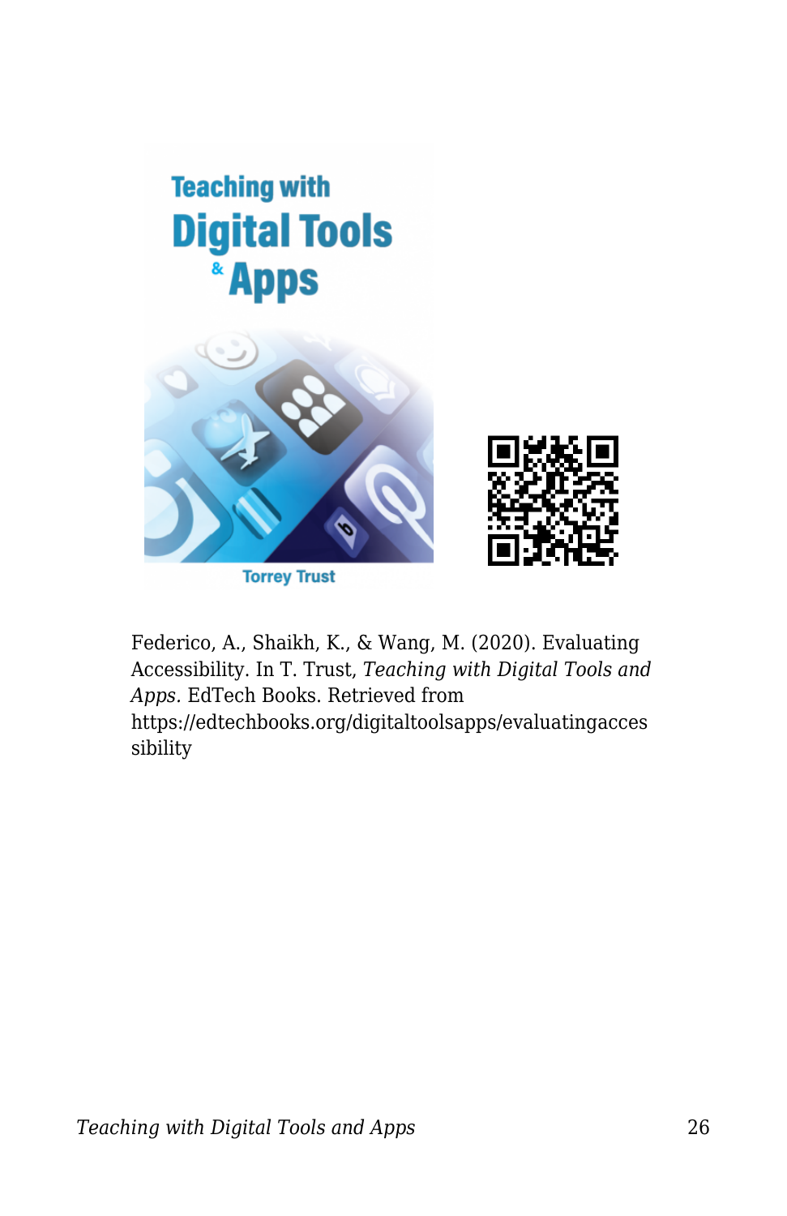Federico, A., Shaikh, K., & Wang, M. (2020). Evaluating Accessibility. In T. Trust, *Teaching with Digital Tools and Apps.* EdTech Books. Retrieved from https://edtechbooks.org/digitaltoolsapps/evaluatingaccessibility